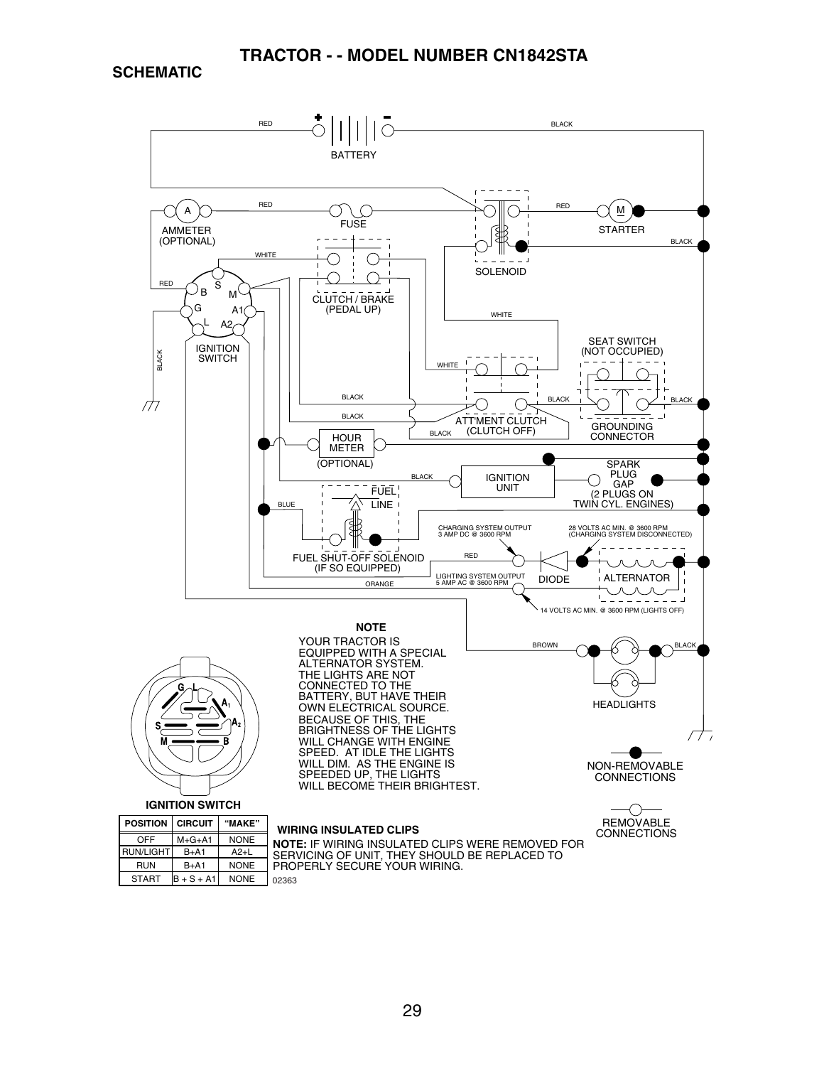# TRACTOR - - MODEL NUMBER CN1842STA

## SCHEMATIC

BATTERY

RED

BLACK

AMMETER (OPTIONAL)

FUSE

STARTER

SOLENOID

CLUTCH / BRAKE (PEDAL UP)

IGNITION SWITCH

SEAT SWITCH (NOT OCCUPIED)

ATT'MENT CLUTCH (CLUTCH OFF)

GROUNDING CONNECTOR

HOUR METER (OPTIONAL)

IGNITION UNIT

SPARK PLUG GAP (2 PLUGS ON TWIN CYL. ENGINES)

FUEL LINE

FUEL SHUT-OFF SOLENOID (IF SO EQUIPPED)

CHARGING SYSTEM OUTPUT 3 AMP DC @ 3600 RPM

28 VOLTS AC MIN. @ 3600 RPM (CHARGING SYSTEM DISCONNECTED)

LIGHTING SYSTEM OUTPUT 5 AMP AC @ 3600 RPM

DIODE

ALTERNATOR

14 VOLTS AC MIN. @ 3600 RPM (LIGHTS OFF)

HEADLIGHTS

**NOTE**

YOUR TRACTOR IS EQUIPPED WITH A SPECIAL ALTERNATOR SYSTEM. THE LIGHTS ARE NOT CONNECTED TO THE BATTERY, BUT HAVE THEIR OWN ELECTRICAL SOURCE. BECAUSE OF THIS, THE BRIGHTNESS OF THE LIGHTS WILL CHANGE WITH ENGINE SPEED. AT IDLE THE LIGHTS WILL DIM. AS THE ENGINE IS SPEEDED UP, THE LIGHTS WILL BECOME THEIR BRIGHTEST.

NON-REMOVABLE CONNECTIONS

REMOVABLE CONNECTIONS

**IGNITION SWITCH**

| POSITION | CIRCUIT | "MAKE" |
|---|---|---|
| OFF | M+G+A1 | NONE |
| RUN/LIGHT | B+A1 | A2+L |
| RUN | B+A1 | NONE |
| START | B + S + A1 | NONE |

**WIRING INSULATED CLIPS**

**NOTE:** IF WIRING INSULATED CLIPS WERE REMOVED FOR SERVICING OF UNIT, THEY SHOULD BE REPLACED TO PROPERLY SECURE YOUR WIRING.

02363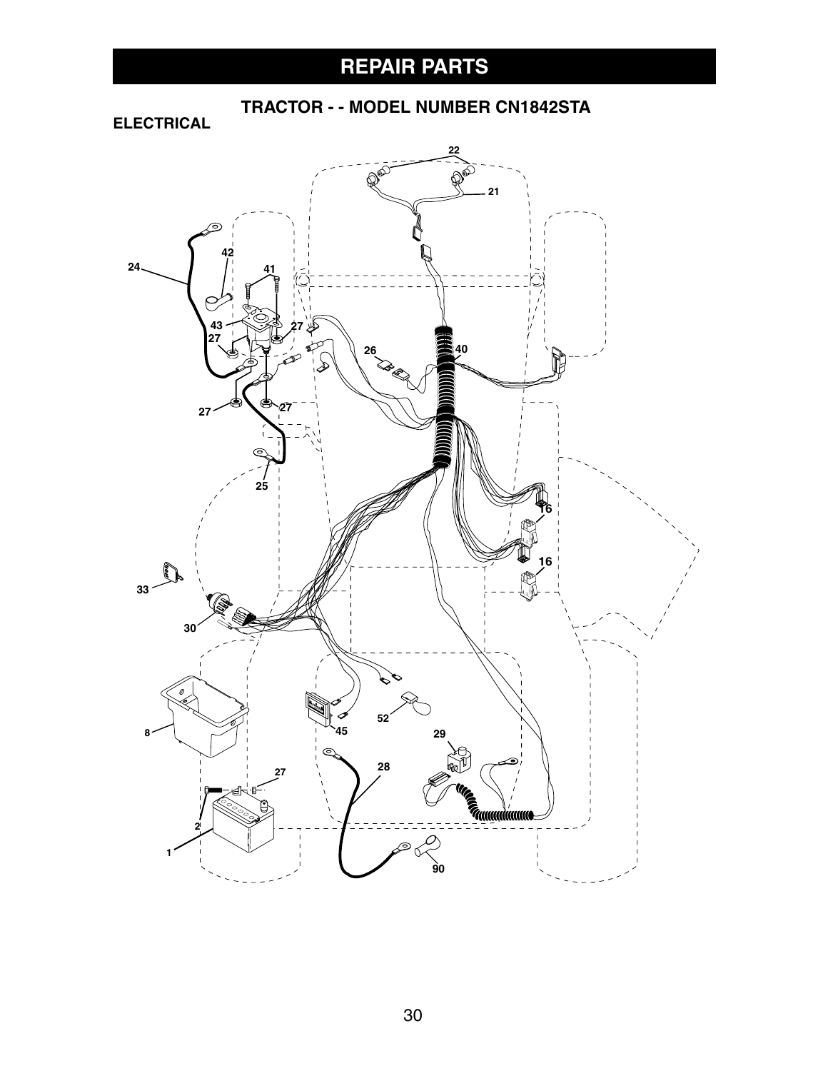# REPAIR PARTS

## TRACTOR - - MODEL NUMBER CN1842STA

### ELECTRICAL

22

21

42

24

41

43

27

27

26

40

27

27

25

16

16

33

30

8

45

52

29

28

27

2

1

90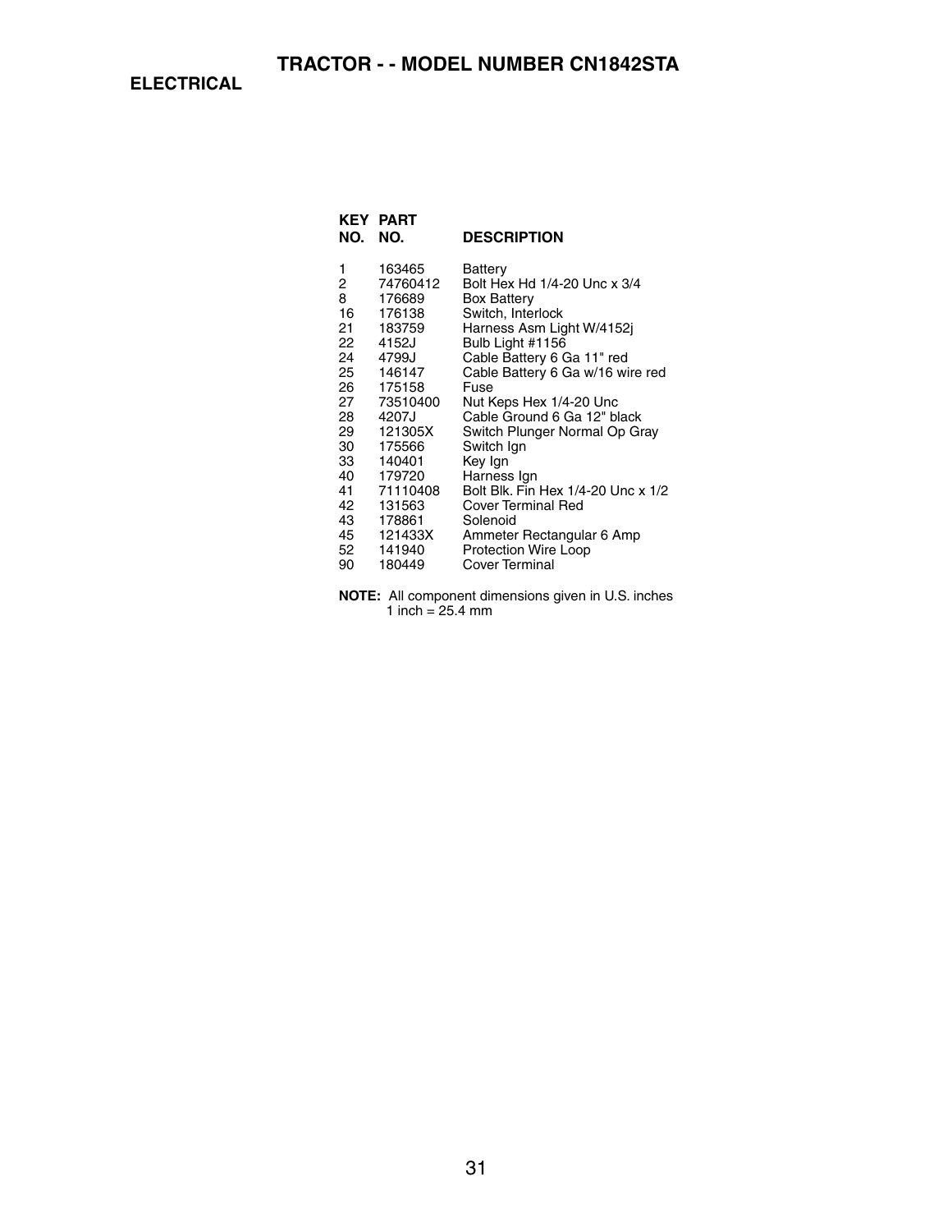# TRACTOR - - MODEL NUMBER CN1842STA

## ELECTRICAL

| KEY NO. | PART NO. | DESCRIPTION |
|---|---|---|
| 1 | 163465 | Battery |
| 2 | 74760412 | Bolt Hex Hd 1/4-20 Unc x 3/4 |
| 8 | 176689 | Box Battery |
| 16 | 176138 | Switch, Interlock |
| 21 | 183759 | Harness Asm Light W/4152j |
| 22 | 4152J | Bulb Light #1156 |
| 24 | 4799J | Cable Battery 6 Ga 11" red |
| 25 | 146147 | Cable Battery 6 Ga w/16 wire red |
| 26 | 175158 | Fuse |
| 27 | 73510400 | Nut Keps Hex 1/4-20 Unc |
| 28 | 4207J | Cable Ground 6 Ga 12" black |
| 29 | 121305X | Switch Plunger Normal Op Gray |
| 30 | 175566 | Switch Ign |
| 33 | 140401 | Key Ign |
| 40 | 179720 | Harness Ign |
| 41 | 71110408 | Bolt Blk. Fin Hex 1/4-20 Unc x 1/2 |
| 42 | 131563 | Cover Terminal Red |
| 43 | 178861 | Solenoid |
| 45 | 121433X | Ammeter Rectangular 6 Amp |
| 52 | 141940 | Protection Wire Loop |
| 90 | 180449 | Cover Terminal |

**NOTE:** All component dimensions given in U.S. inches
1 inch = 25.4 mm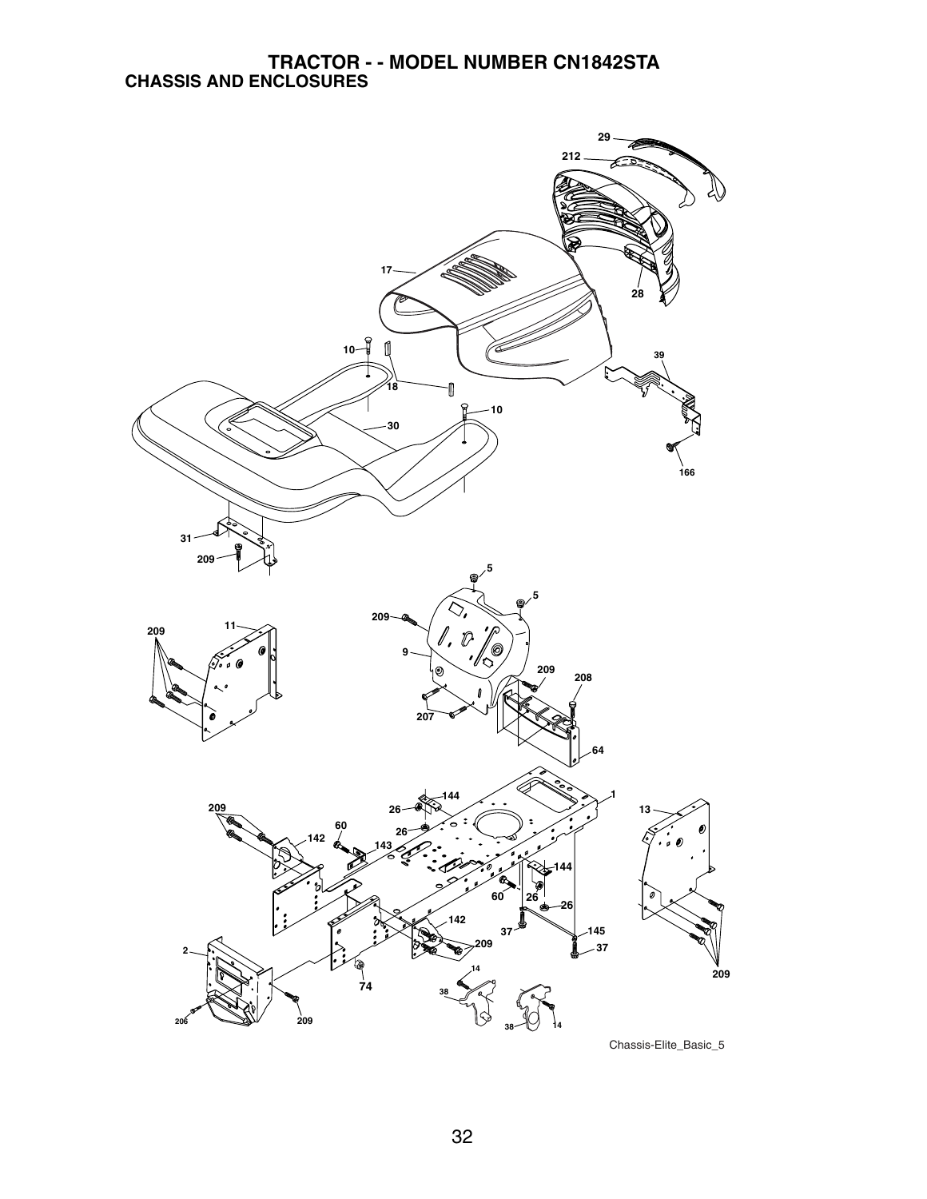# TRACTOR - - MODEL NUMBER CN1842STA

## CHASSIS AND ENCLOSURES

Chassis-Elite_Basic_5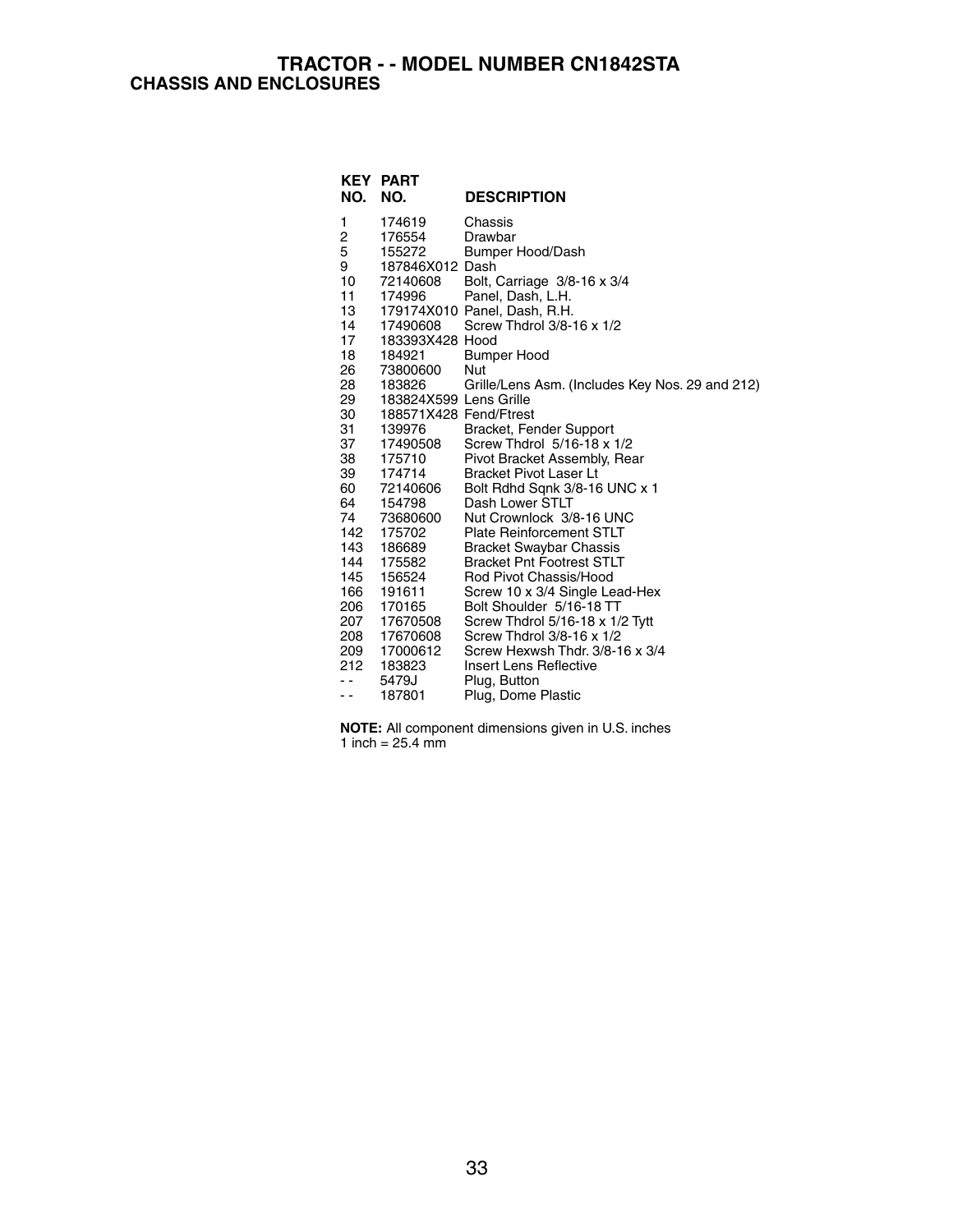# TRACTOR - - MODEL NUMBER CN1842STA

## CHASSIS AND ENCLOSURES

| KEY NO. | PART NO. | DESCRIPTION |
|---|---|---|
| 1 | 174619 | Chassis |
| 2 | 176554 | Drawbar |
| 5 | 155272 | Bumper Hood/Dash |
| 9 | 187846X012 | Dash |
| 10 | 72140608 | Bolt, Carriage 3/8-16 x 3/4 |
| 11 | 174996 | Panel, Dash, L.H. |
| 13 | 179174X010 | Panel, Dash, R.H. |
| 14 | 17490608 | Screw Thdrol 3/8-16 x 1/2 |
| 17 | 183393X428 | Hood |
| 18 | 184921 | Bumper Hood |
| 26 | 73800600 | Nut |
| 28 | 183826 | Grille/Lens Asm. (Includes Key Nos. 29 and 212) |
| 29 | 183824X599 | Lens Grille |
| 30 | 188571X428 | Fend/Ftrest |
| 31 | 139976 | Bracket, Fender Support |
| 37 | 17490508 | Screw Thdrol 5/16-18 x 1/2 |
| 38 | 175710 | Pivot Bracket Assembly, Rear |
| 39 | 174714 | Bracket Pivot Laser Lt |
| 60 | 72140606 | Bolt Rdhd Sqnk 3/8-16 UNC x 1 |
| 64 | 154798 | Dash Lower STLT |
| 74 | 73680600 | Nut Crownlock 3/8-16 UNC |
| 142 | 175702 | Plate Reinforcement STLT |
| 143 | 186689 | Bracket Swaybar Chassis |
| 144 | 175582 | Bracket Pnt Footrest STLT |
| 145 | 156524 | Rod Pivot Chassis/Hood |
| 166 | 191611 | Screw 10 x 3/4 Single Lead-Hex |
| 206 | 170165 | Bolt Shoulder 5/16-18 TT |
| 207 | 17670508 | Screw Thdrol 5/16-18 x 1/2 Tytt |
| 208 | 17670608 | Screw Thdrol 3/8-16 x 1/2 |
| 209 | 17000612 | Screw Hexwsh Thdr. 3/8-16 x 3/4 |
| 212 | 183823 | Insert Lens Reflective |
| - - | 5479J | Plug, Button |
| - - | 187801 | Plug, Dome Plastic |

**NOTE:** All component dimensions given in U.S. inches
1 inch = 25.4 mm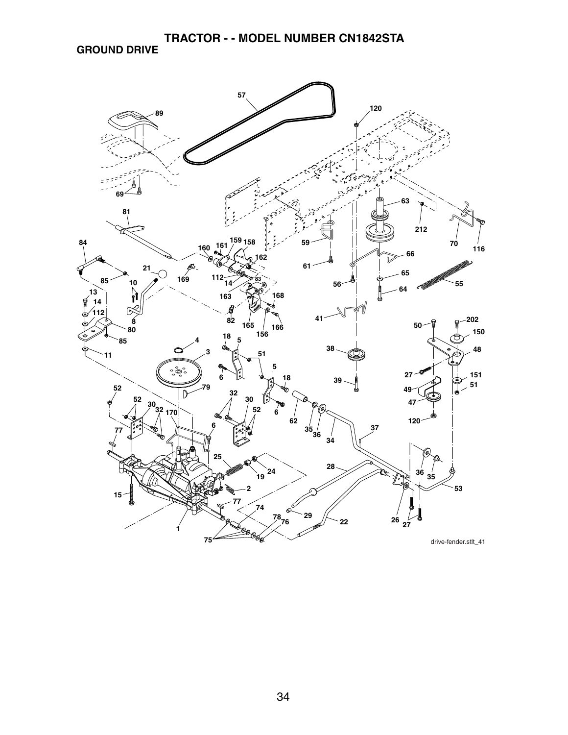# TRACTOR - - MODEL NUMBER CN1842STA

## GROUND DRIVE

57 120 89 63 212 70 116 69 81 84 159 158 160 161 162 59 66 21 112 83 61 65 85 10 169 14 55 56 64 13 163 168 14 112 82 41 50 202 8 165 166 156 150 80 85 18 4 5 48 38 11 3 51 27 151 5 18 39 49 51 6 52 79 47 32 30 52 30 6 120 32 170 52 62 6 35 36 37 77 34 25 24 28 36 35 19 2 53 15 77 74 29 78 76 22 26 27 1 75

drive-fender.stlt_41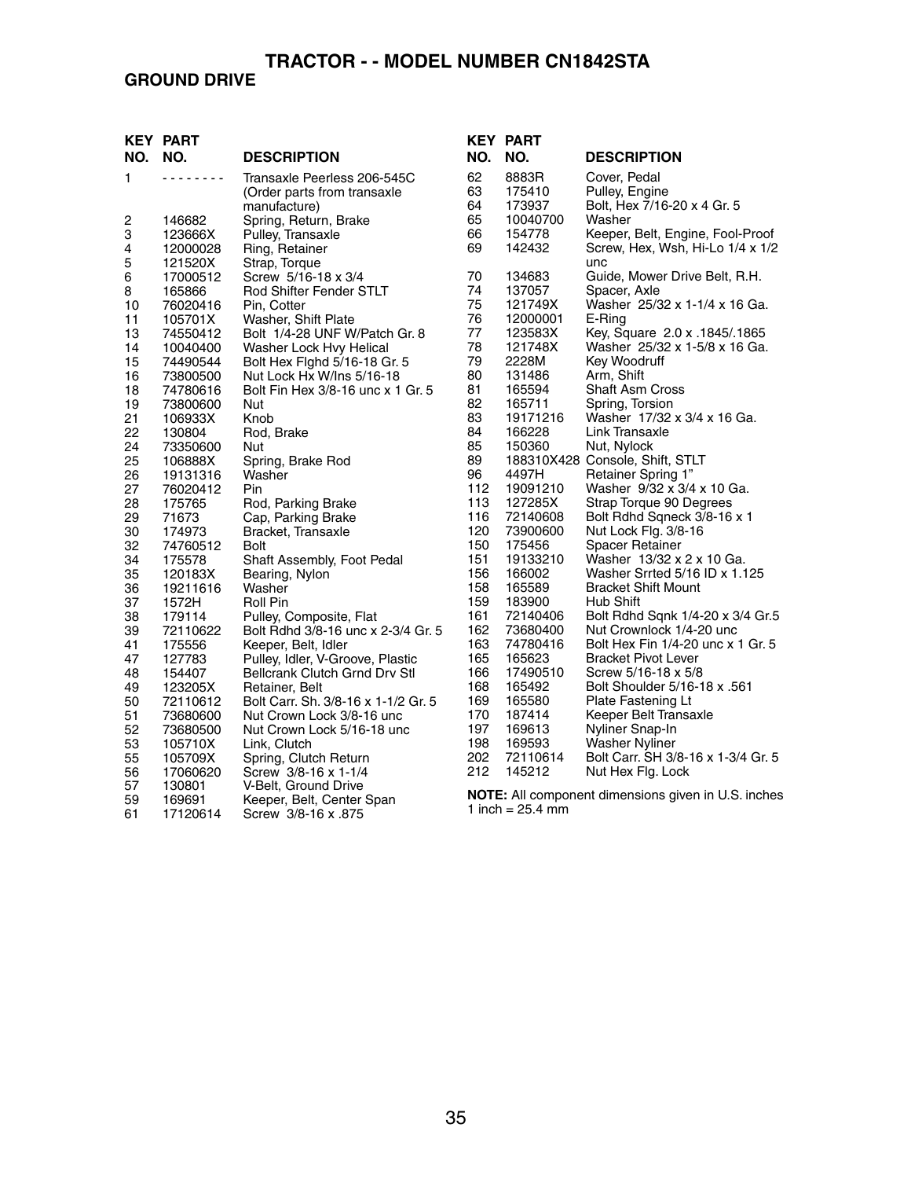# TRACTOR - - MODEL NUMBER CN1842STA

## GROUND DRIVE

| KEY NO. | PART NO. | DESCRIPTION |
|---|---|---|
| 1 | - - - - - - - - | Transaxle Peerless 206-545C (Order parts from transaxle manufacture) |
| 2 | 146682 | Spring, Return, Brake |
| 3 | 123666X | Pulley, Transaxle |
| 4 | 12000028 | Ring, Retainer |
| 5 | 121520X | Strap, Torque |
| 6 | 17000512 | Screw 5/16-18 x 3/4 |
| 8 | 165866 | Rod Shifter Fender STLT |
| 10 | 76020416 | Pin, Cotter |
| 11 | 105701X | Washer, Shift Plate |
| 13 | 74550412 | Bolt 1/4-28 UNF W/Patch Gr. 8 |
| 14 | 10040400 | Washer Lock Hvy Helical |
| 15 | 74490544 | Bolt Hex Flghd 5/16-18 Gr. 5 |
| 16 | 73800500 | Nut Lock Hx W/Ins 5/16-18 |
| 18 | 74780616 | Bolt Fin Hex 3/8-16 unc x 1 Gr. 5 |
| 19 | 73800600 | Nut |
| 21 | 106933X | Knob |
| 22 | 130804 | Rod, Brake |
| 24 | 73350600 | Nut |
| 25 | 106888X | Spring, Brake Rod |
| 26 | 19131316 | Washer |
| 27 | 76020412 | Pin |
| 28 | 175765 | Rod, Parking Brake |
| 29 | 71673 | Cap, Parking Brake |
| 30 | 174973 | Bracket, Transaxle |
| 32 | 74760512 | Bolt |
| 34 | 175578 | Shaft Assembly, Foot Pedal |
| 35 | 120183X | Bearing, Nylon |
| 36 | 19211616 | Washer |
| 37 | 1572H | Roll Pin |
| 38 | 179114 | Pulley, Composite, Flat |
| 39 | 72110622 | Bolt Rdhd 3/8-16 unc x 2-3/4 Gr. 5 |
| 41 | 175556 | Keeper, Belt, Idler |
| 47 | 127783 | Pulley, Idler, V-Groove, Plastic |
| 48 | 154407 | Bellcrank Clutch Grnd Drv Stl |
| 49 | 123205X | Retainer, Belt |
| 50 | 72110612 | Bolt Carr. Sh. 3/8-16 x 1-1/2 Gr. 5 |
| 51 | 73680600 | Nut Crown Lock 3/8-16 unc |
| 52 | 73680500 | Nut Crown Lock 5/16-18 unc |
| 53 | 105710X | Link, Clutch |
| 55 | 105709X | Spring, Clutch Return |
| 56 | 17060620 | Screw 3/8-16 x 1-1/4 |
| 57 | 130801 | V-Belt, Ground Drive |
| 59 | 169691 | Keeper, Belt, Center Span |
| 61 | 17120614 | Screw 3/8-16 x .875 |
| 62 | 8883R | Cover, Pedal |
| 63 | 175410 | Pulley, Engine |
| 64 | 173937 | Bolt, Hex 7/16-20 x 4 Gr. 5 |
| 65 | 10040700 | Washer |
| 66 | 154778 | Keeper, Belt, Engine, Fool-Proof |
| 69 | 142432 | Screw, Hex, Wsh, Hi-Lo 1/4 x 1/2 unc |
| 70 | 134683 | Guide, Mower Drive Belt, R.H. |
| 74 | 137057 | Spacer, Axle |
| 75 | 121749X | Washer 25/32 x 1-1/4 x 16 Ga. |
| 76 | 12000001 | E-Ring |
| 77 | 123583X | Key, Square 2.0 x .1845/.1865 |
| 78 | 121748X | Washer 25/32 x 1-5/8 x 16 Ga. |
| 79 | 2228M | Key Woodruff |
| 80 | 131486 | Arm, Shift |
| 81 | 165594 | Shaft Asm Cross |
| 82 | 165711 | Spring, Torsion |
| 83 | 19171216 | Washer 17/32 x 3/4 x 16 Ga. |
| 84 | 166228 | Link Transaxle |
| 85 | 150360 | Nut, Nylock |
| 89 | 188310X428 | Console, Shift, STLT |
| 96 | 4497H | Retainer Spring 1" |
| 112 | 19091210 | Washer 9/32 x 3/4 x 10 Ga. |
| 113 | 127285X | Strap Torque 90 Degrees |
| 116 | 72140608 | Bolt Rdhd Sqneck 3/8-16 x 1 |
| 120 | 73900600 | Nut Lock Flg. 3/8-16 |
| 150 | 175456 | Spacer Retainer |
| 151 | 19133210 | Washer 13/32 x 2 x 10 Ga. |
| 156 | 166002 | Washer Srrted 5/16 ID x 1.125 |
| 158 | 165589 | Bracket Shift Mount |
| 159 | 183900 | Hub Shift |
| 161 | 72140406 | Bolt Rdhd Sqnk 1/4-20 x 3/4 Gr.5 |
| 162 | 73680400 | Nut Crownlock 1/4-20 unc |
| 163 | 74780416 | Bolt Hex Fin 1/4-20 unc x 1 Gr. 5 |
| 165 | 165623 | Bracket Pivot Lever |
| 166 | 17490510 | Screw 5/16-18 x 5/8 |
| 168 | 165492 | Bolt Shoulder 5/16-18 x .561 |
| 169 | 165580 | Plate Fastening Lt |
| 170 | 187414 | Keeper Belt Transaxle |
| 197 | 169613 | Nyliner Snap-In |
| 198 | 169593 | Washer Nyliner |
| 202 | 72110614 | Bolt Carr. SH 3/8-16 x 1-3/4 Gr. 5 |
| 212 | 145212 | Nut Hex Flg. Lock |

**NOTE:** All component dimensions given in U.S. inches
1 inch = 25.4 mm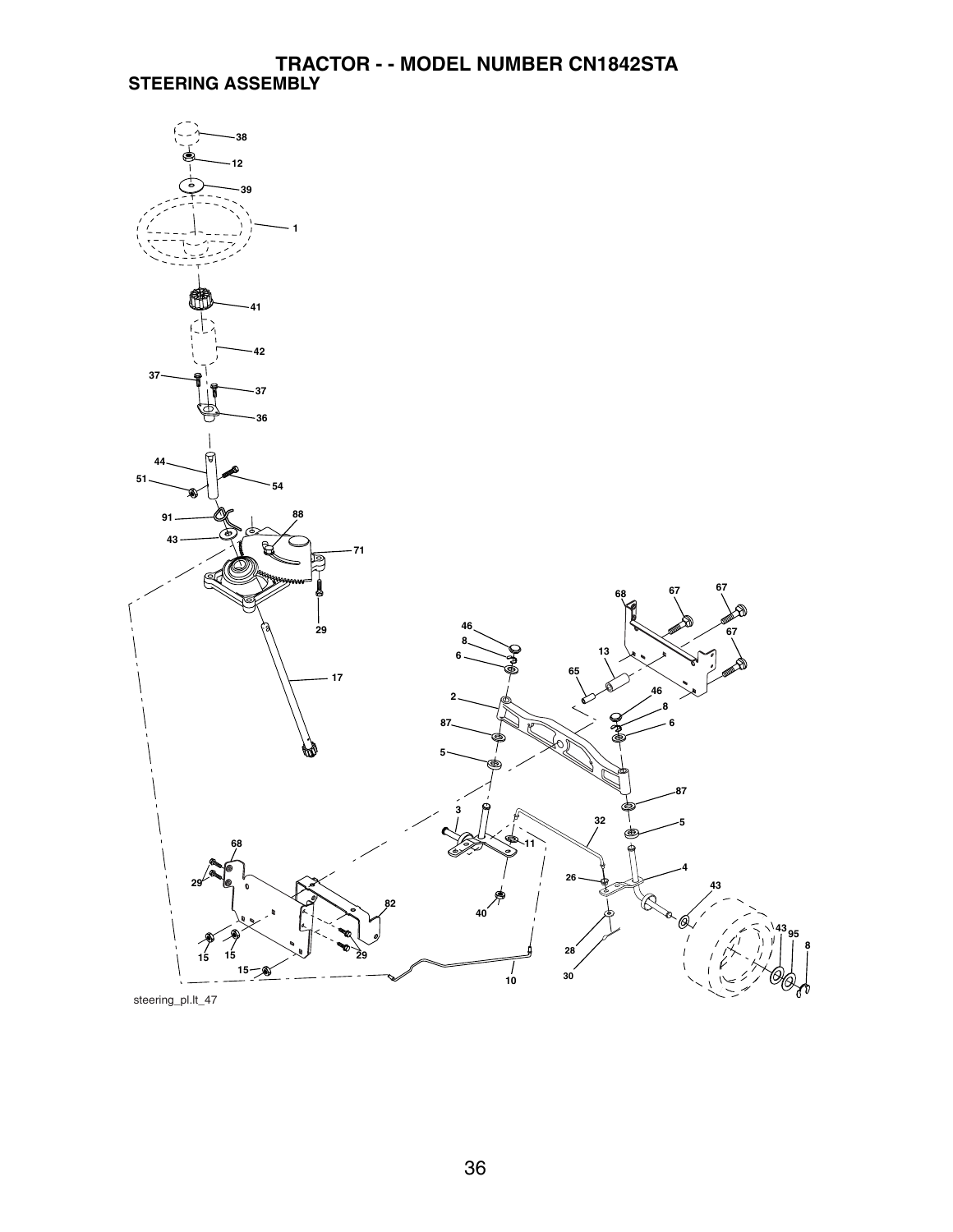# TRACTOR - - MODEL NUMBER CN1842STA

## STEERING ASSEMBLY

steering_pl.lt_47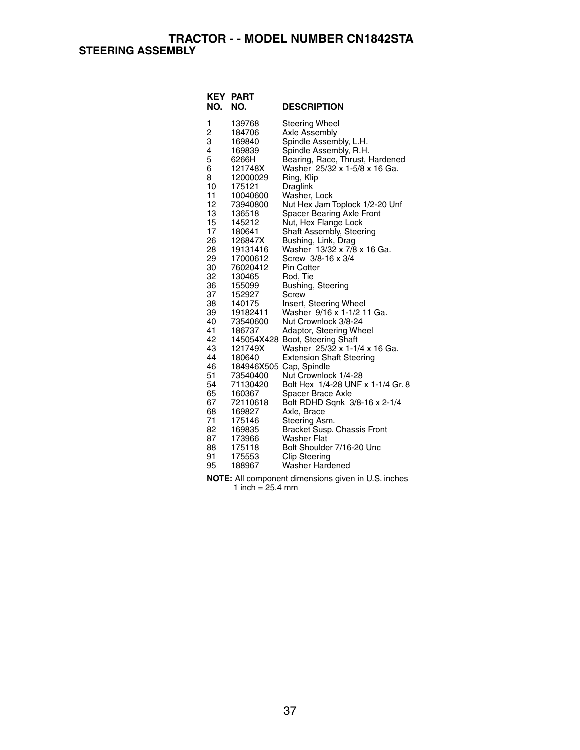# TRACTOR - - MODEL NUMBER CN1842STA

## STEERING ASSEMBLY

| KEY NO. | PART NO. | DESCRIPTION |
|---|---|---|
| 1 | 139768 | Steering Wheel |
| 2 | 184706 | Axle Assembly |
| 3 | 169840 | Spindle Assembly, L.H. |
| 4 | 169839 | Spindle Assembly, R.H. |
| 5 | 6266H | Bearing, Race, Thrust, Hardened |
| 6 | 121748X | Washer 25/32 x 1-5/8 x 16 Ga. |
| 8 | 12000029 | Ring, Klip |
| 10 | 175121 | Draglink |
| 11 | 10040600 | Washer, Lock |
| 12 | 73940800 | Nut Hex Jam Toplock 1/2-20 Unf |
| 13 | 136518 | Spacer Bearing Axle Front |
| 15 | 145212 | Nut, Hex Flange Lock |
| 17 | 180641 | Shaft Assembly, Steering |
| 26 | 126847X | Bushing, Link, Drag |
| 28 | 19131416 | Washer 13/32 x 7/8 x 16 Ga. |
| 29 | 17000612 | Screw 3/8-16 x 3/4 |
| 30 | 76020412 | Pin Cotter |
| 32 | 130465 | Rod, Tie |
| 36 | 155099 | Bushing, Steering |
| 37 | 152927 | Screw |
| 38 | 140175 | Insert, Steering Wheel |
| 39 | 19182411 | Washer 9/16 x 1-1/2 11 Ga. |
| 40 | 73540600 | Nut Crownlock 3/8-24 |
| 41 | 186737 | Adaptor, Steering Wheel |
| 42 | 145054X428 | Boot, Steering Shaft |
| 43 | 121749X | Washer 25/32 x 1-1/4 x 16 Ga. |
| 44 | 180640 | Extension Shaft Steering |
| 46 | 184946X505 | Cap, Spindle |
| 51 | 73540400 | Nut Crownlock 1/4-28 |
| 54 | 71130420 | Bolt Hex 1/4-28 UNF x 1-1/4 Gr. 8 |
| 65 | 160367 | Spacer Brace Axle |
| 67 | 72110618 | Bolt RDHD Sqnk 3/8-16 x 2-1/4 |
| 68 | 169827 | Axle, Brace |
| 71 | 175146 | Steering Asm. |
| 82 | 169835 | Bracket Susp. Chassis Front |
| 87 | 173966 | Washer Flat |
| 88 | 175118 | Bolt Shoulder 7/16-20 Unc |
| 91 | 175553 | Clip Steering |
| 95 | 188967 | Washer Hardened |

**NOTE:** All component dimensions given in U.S. inches
1 inch = 25.4 mm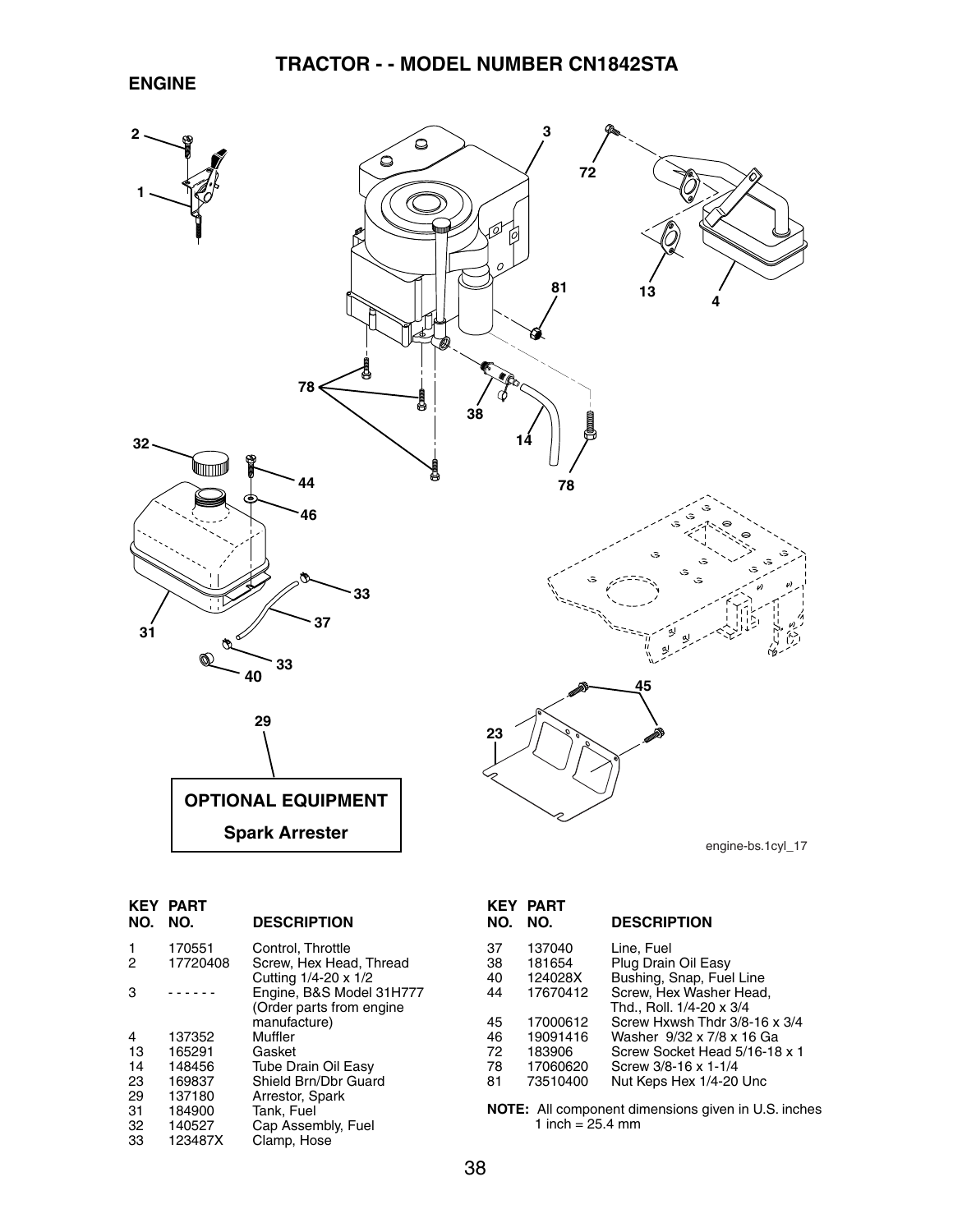# TRACTOR - - MODEL NUMBER CN1842STA

## ENGINE

OPTIONAL EQUIPMENT

Spark Arrester

engine-bs.1cyl_17

| KEY NO. | PART NO. | DESCRIPTION |
|---|---|---|
| 1 | 170551 | Control, Throttle |
| 2 | 17720408 | Screw, Hex Head, Thread Cutting 1/4-20 x 1/2 |
| 3 | - - - - - - | Engine, B&S Model 31H777 (Order parts from engine manufacture) |
| 4 | 137352 | Muffler |
| 13 | 165291 | Gasket |
| 14 | 148456 | Tube Drain Oil Easy |
| 23 | 169837 | Shield Brn/Dbr Guard |
| 29 | 137180 | Arrestor, Spark |
| 31 | 184900 | Tank, Fuel |
| 32 | 140527 | Cap Assembly, Fuel |
| 33 | 123487X | Clamp, Hose |
| 37 | 137040 | Line, Fuel |
| 38 | 181654 | Plug Drain Oil Easy |
| 40 | 124028X | Bushing, Snap, Fuel Line |
| 44 | 17670412 | Screw, Hex Washer Head, Thd., Roll. 1/4-20 x 3/4 |
| 45 | 17000612 | Screw Hxwsh Thdr 3/8-16 x 3/4 |
| 46 | 19091416 | Washer 9/32 x 7/8 x 16 Ga |
| 72 | 183906 | Screw Socket Head 5/16-18 x 1 |
| 78 | 17060620 | Screw 3/8-16 x 1-1/4 |
| 81 | 73510400 | Nut Keps Hex 1/4-20 Unc |

**NOTE:** All component dimensions given in U.S. inches
1 inch = 25.4 mm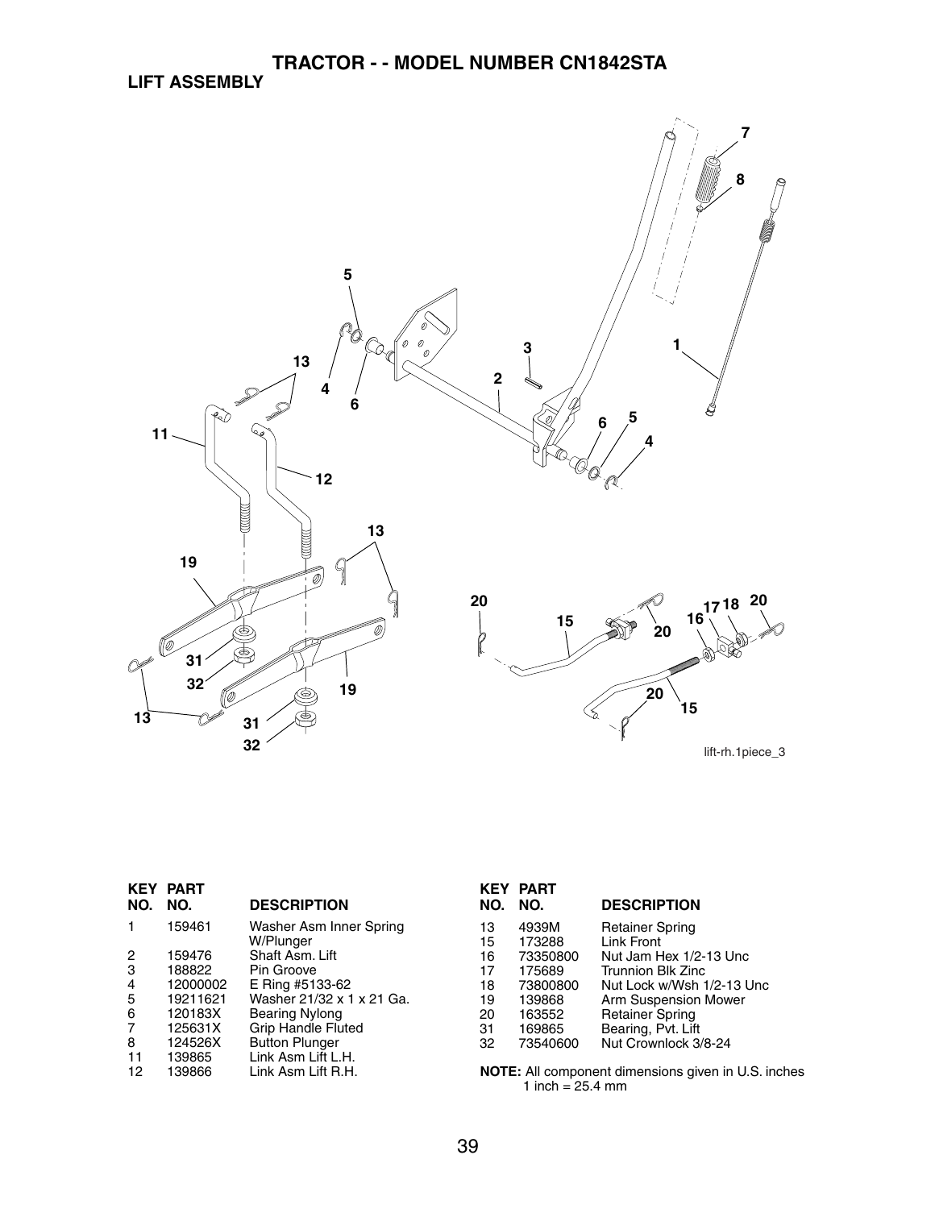# TRACTOR - - MODEL NUMBER CN1842STA

## LIFT ASSEMBLY

lift-rh.1piece_3

| KEY NO. | PART NO. | DESCRIPTION |
|---|---|---|
| 1 | 159461 | Washer Asm Inner Spring W/Plunger |
| 2 | 159476 | Shaft Asm. Lift |
| 3 | 188822 | Pin Groove |
| 4 | 12000002 | E Ring #5133-62 |
| 5 | 19211621 | Washer 21/32 x 1 x 21 Ga. |
| 6 | 120183X | Bearing Nylong |
| 7 | 125631X | Grip Handle Fluted |
| 8 | 124526X | Button Plunger |
| 11 | 139865 | Link Asm Lift L.H. |
| 12 | 139866 | Link Asm Lift R.H. |
| 13 | 4939M | Retainer Spring |
| 15 | 173288 | Link Front |
| 16 | 73350800 | Nut Jam Hex 1/2-13 Unc |
| 17 | 175689 | Trunnion Blk Zinc |
| 18 | 73800800 | Nut Lock w/Wsh 1/2-13 Unc |
| 19 | 139868 | Arm Suspension Mower |
| 20 | 163552 | Retainer Spring |
| 31 | 169865 | Bearing, Pvt. Lift |
| 32 | 73540600 | Nut Crownlock 3/8-24 |

**NOTE:** All component dimensions given in U.S. inches
1 inch = 25.4 mm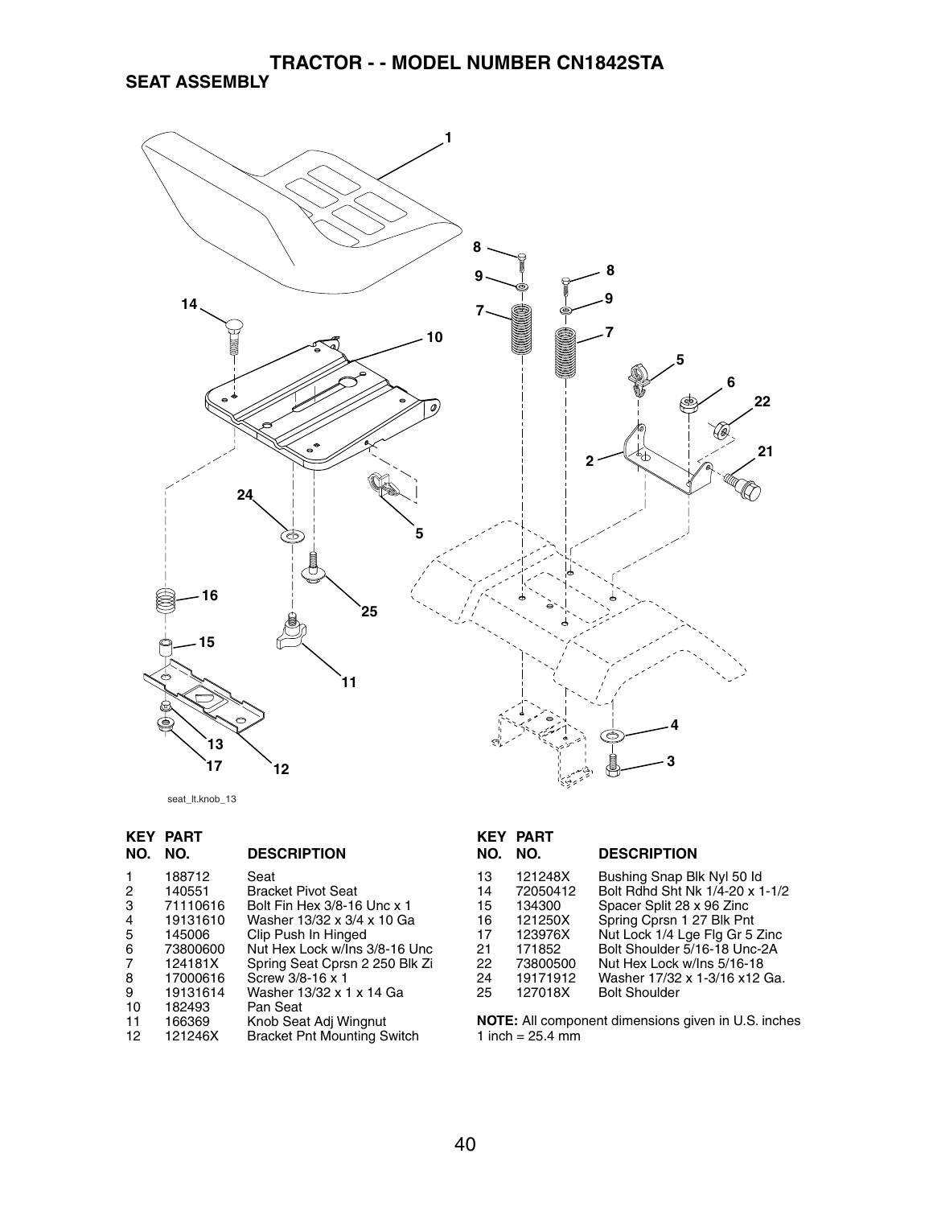# TRACTOR - - MODEL NUMBER CN1842STA

## SEAT ASSEMBLY

seat_lt.knob_13

| KEY NO. | PART NO. | DESCRIPTION |
|---|---|---|
| 1 | 188712 | Seat |
| 2 | 140551 | Bracket Pivot Seat |
| 3 | 71110616 | Bolt Fin Hex 3/8-16 Unc x 1 |
| 4 | 19131610 | Washer 13/32 x 3/4 x 10 Ga |
| 5 | 145006 | Clip Push In Hinged |
| 6 | 73800600 | Nut Hex Lock w/Ins 3/8-16 Unc |
| 7 | 124181X | Spring Seat Cprsn 2 250 Blk Zi |
| 8 | 17000616 | Screw 3/8-16 x 1 |
| 9 | 19131614 | Washer 13/32 x 1 x 14 Ga |
| 10 | 182493 | Pan Seat |
| 11 | 166369 | Knob Seat Adj Wingnut |
| 12 | 121246X | Bracket Pnt Mounting Switch |
| 13 | 121248X | Bushing Snap Blk Nyl 50 Id |
| 14 | 72050412 | Bolt Rdhd Sht Nk 1/4-20 x 1-1/2 |
| 15 | 134300 | Spacer Split 28 x 96 Zinc |
| 16 | 121250X | Spring Cprsn 1 27 Blk Pnt |
| 17 | 123976X | Nut Lock 1/4 Lge Flg Gr 5 Zinc |
| 21 | 171852 | Bolt Shoulder 5/16-18 Unc-2A |
| 22 | 73800500 | Nut Hex Lock w/Ins 5/16-18 |
| 24 | 19171912 | Washer 17/32 x 1-3/16 x12 Ga. |
| 25 | 127018X | Bolt Shoulder |

**NOTE:** All component dimensions given in U.S. inches
1 inch = 25.4 mm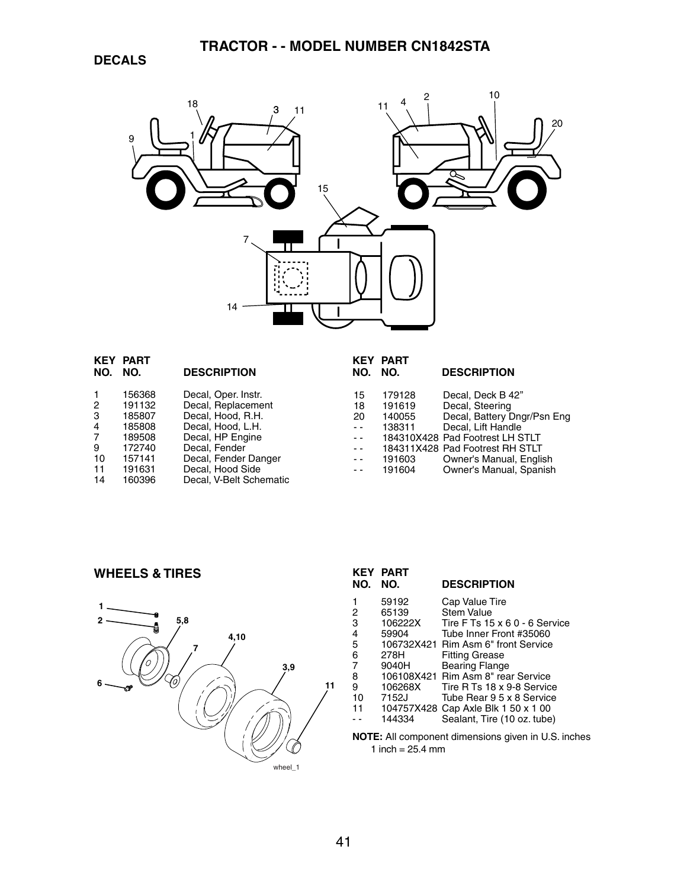# TRACTOR - - MODEL NUMBER CN1842STA

## DECALS

| KEY NO. | PART NO. | DESCRIPTION |
|---|---|---|
| 1 | 156368 | Decal, Oper. Instr. |
| 2 | 191132 | Decal, Replacement |
| 3 | 185807 | Decal, Hood, R.H. |
| 4 | 185808 | Decal, Hood, L.H. |
| 7 | 189508 | Decal, HP Engine |
| 9 | 172740 | Decal, Fender |
| 10 | 157141 | Decal, Fender Danger |
| 11 | 191631 | Decal, Hood Side |
| 14 | 160396 | Decal, V-Belt Schematic |
| 15 | 179128 | Decal, Deck B 42" |
| 18 | 191619 | Decal, Steering |
| 20 | 140055 | Decal, Battery Dngr/Psn Eng |
| - - | 138311 | Decal, Lift Handle |
| - - | 184310X428 | Pad Footrest LH STLT |
| - - | 184311X428 | Pad Footrest RH STLT |
| - - | 191603 | Owner's Manual, English |
| - - | 191604 | Owner's Manual, Spanish |

## WHEELS & TIRES

| KEY NO. | PART NO. | DESCRIPTION |
|---|---|---|
| 1 | 59192 | Cap Value Tire |
| 2 | 65139 | Stem Value |
| 3 | 106222X | Tire F Ts 15 x 6 0 - 6 Service |
| 4 | 59904 | Tube Inner Front #35060 |
| 5 | 106732X421 | Rim Asm 6" front Service |
| 6 | 278H | Fitting Grease |
| 7 | 9040H | Bearing Flange |
| 8 | 106108X421 | Rim Asm 8" rear Service |
| 9 | 106268X | Tire R Ts 18 x 9-8 Service |
| 10 | 7152J | Tube Rear 9 5 x 8 Service |
| 11 | 104757X428 | Cap Axle Blk 1 50 x 1 00 |
| - - | 144334 | Sealant, Tire (10 oz. tube) |

**NOTE:** All component dimensions given in U.S. inches
1 inch = 25.4 mm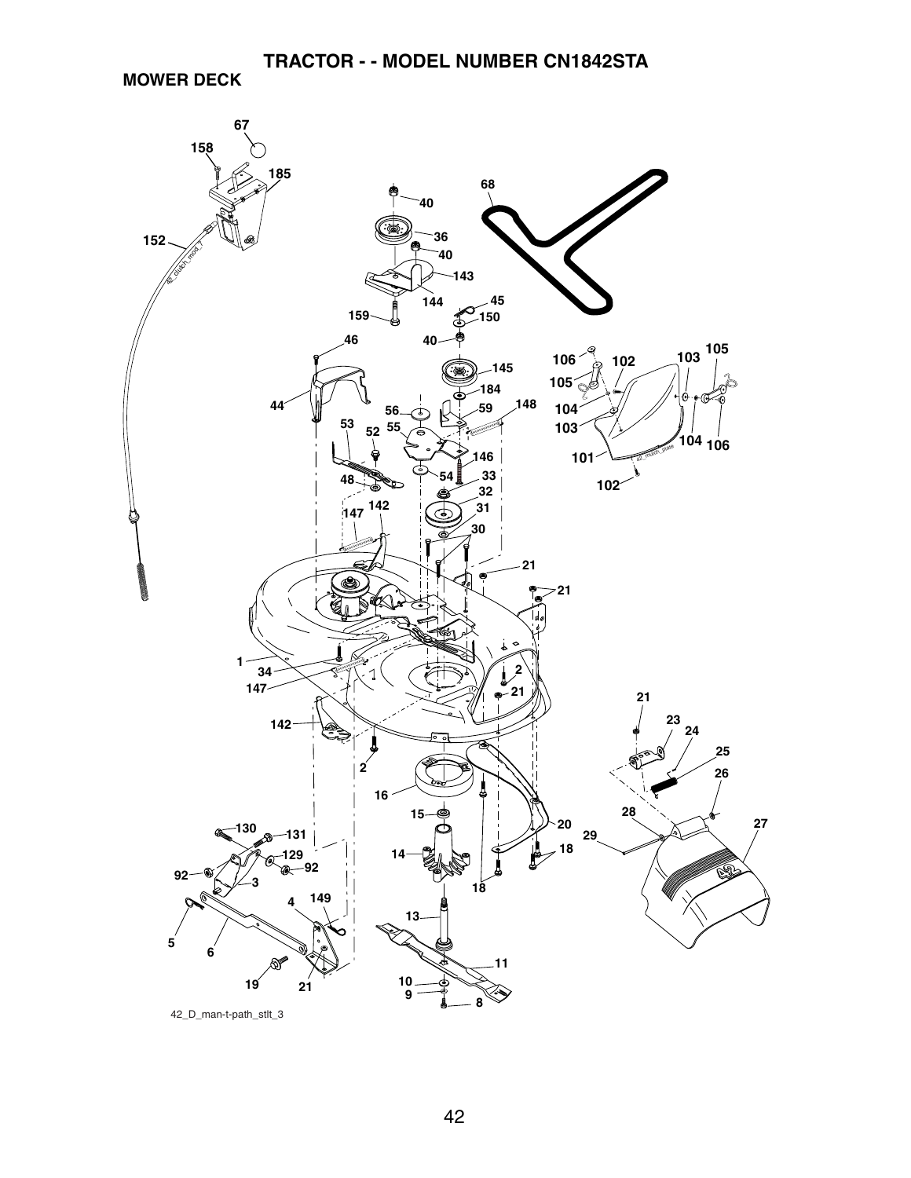# TRACTOR - - MODEL NUMBER CN1842STA

## MOWER DECK

42_D_man-t-path_stlt_3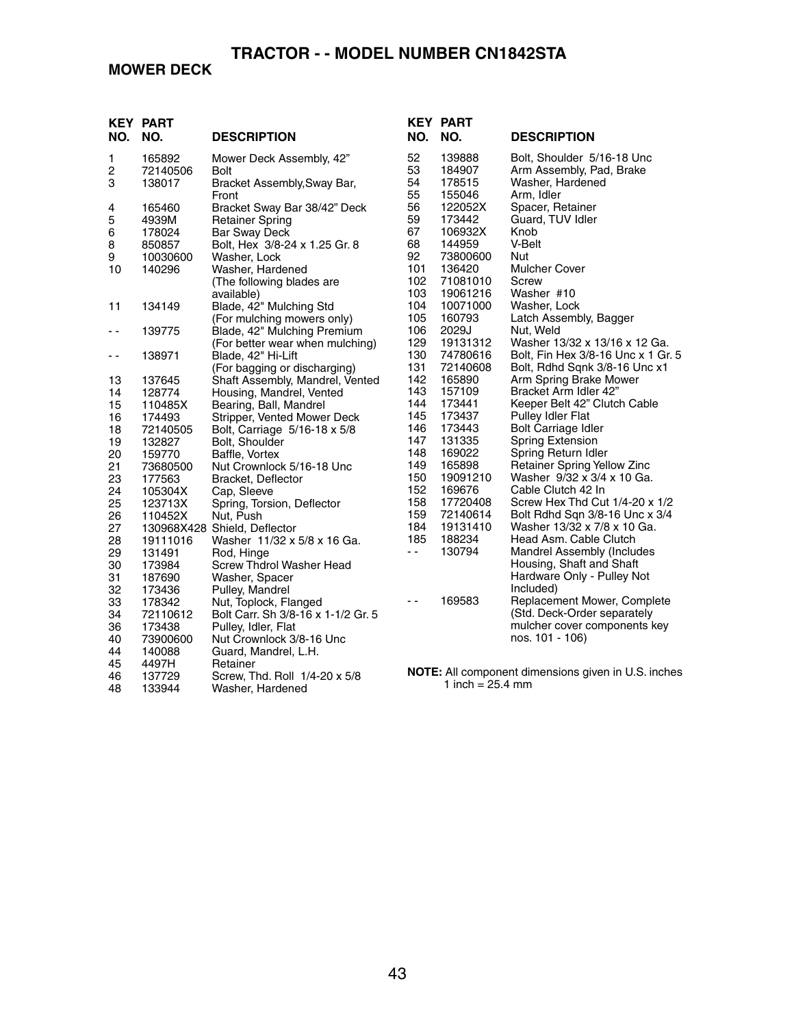# TRACTOR - - MODEL NUMBER CN1842STA

## MOWER DECK

| KEY NO. | PART NO. | DESCRIPTION |
|---|---|---|
| 1 | 165892 | Mower Deck Assembly, 42" |
| 2 | 72140506 | Bolt |
| 3 | 138017 | Bracket Assembly,Sway Bar, Front |
| 4 | 165460 | Bracket Sway Bar 38/42" Deck |
| 5 | 4939M | Retainer Spring |
| 6 | 178024 | Bar Sway Deck |
| 8 | 850857 | Bolt, Hex 3/8-24 x 1.25 Gr. 8 |
| 9 | 10030600 | Washer, Lock |
| 10 | 140296 | Washer, Hardened (The following blades are available) |
| 11 | 134149 | Blade, 42" Mulching Std (For mulching mowers only) |
| - - | 139775 | Blade, 42" Mulching Premium (For better wear when mulching) |
| - - | 138971 | Blade, 42" Hi-Lift (For bagging or discharging) |
| 13 | 137645 | Shaft Assembly, Mandrel, Vented |
| 14 | 128774 | Housing, Mandrel, Vented |
| 15 | 110485X | Bearing, Ball, Mandrel |
| 16 | 174493 | Stripper, Vented Mower Deck |
| 18 | 72140505 | Bolt, Carriage 5/16-18 x 5/8 |
| 19 | 132827 | Bolt, Shoulder |
| 20 | 159770 | Baffle, Vortex |
| 21 | 73680500 | Nut Crownlock 5/16-18 Unc |
| 23 | 177563 | Bracket, Deflector |
| 24 | 105304X | Cap, Sleeve |
| 25 | 123713X | Spring, Torsion, Deflector |
| 26 | 110452X | Nut, Push |
| 27 | 130968X428 | Shield, Deflector |
| 28 | 19111016 | Washer 11/32 x 5/8 x 16 Ga. |
| 29 | 131491 | Rod, Hinge |
| 30 | 173984 | Screw Thdrol Washer Head |
| 31 | 187690 | Washer, Spacer |
| 32 | 173436 | Pulley, Mandrel |
| 33 | 178342 | Nut, Toplock, Flanged |
| 34 | 72110612 | Bolt Carr. Sh 3/8-16 x 1-1/2 Gr. 5 |
| 36 | 173438 | Pulley, Idler, Flat |
| 40 | 73900600 | Nut Crownlock 3/8-16 Unc |
| 44 | 140088 | Guard, Mandrel, L.H. |
| 45 | 4497H | Retainer |
| 46 | 137729 | Screw, Thd. Roll 1/4-20 x 5/8 |
| 48 | 133944 | Washer, Hardened |
| 52 | 139888 | Bolt, Shoulder 5/16-18 Unc |
| 53 | 184907 | Arm Assembly, Pad, Brake |
| 54 | 178515 | Washer, Hardened |
| 55 | 155046 | Arm, Idler |
| 56 | 122052X | Spacer, Retainer |
| 59 | 173442 | Guard, TUV Idler |
| 67 | 106932X | Knob |
| 68 | 144959 | V-Belt |
| 92 | 73800600 | Nut |
| 101 | 136420 | Mulcher Cover |
| 102 | 71081010 | Screw |
| 103 | 19061216 | Washer #10 |
| 104 | 10071000 | Washer, Lock |
| 105 | 160793 | Latch Assembly, Bagger |
| 106 | 2029J | Nut, Weld |
| 129 | 19131312 | Washer 13/32 x 13/16 x 12 Ga. |
| 130 | 74780616 | Bolt, Fin Hex 3/8-16 Unc x 1 Gr. 5 |
| 131 | 72140608 | Bolt, Rdhd Sqnk 3/8-16 Unc x1 |
| 142 | 165890 | Arm Spring Brake Mower |
| 143 | 157109 | Bracket Arm Idler 42" |
| 144 | 173441 | Keeper Belt 42" Clutch Cable |
| 145 | 173437 | Pulley Idler Flat |
| 146 | 173443 | Bolt Carriage Idler |
| 147 | 131335 | Spring Extension |
| 148 | 169022 | Spring Return Idler |
| 149 | 165898 | Retainer Spring Yellow Zinc |
| 150 | 19091210 | Washer 9/32 x 3/4 x 10 Ga. |
| 152 | 169676 | Cable Clutch 42 In |
| 158 | 17720408 | Screw Hex Thd Cut 1/4-20 x 1/2 |
| 159 | 72140614 | Bolt Rdhd Sqn 3/8-16 Unc x 3/4 |
| 184 | 19131410 | Washer 13/32 x 7/8 x 10 Ga. |
| 185 | 188234 | Head Asm. Cable Clutch |
| - - | 130794 | Mandrel Assembly (Includes Housing, Shaft and Shaft Hardware Only - Pulley Not Included) |
| - - | 169583 | Replacement Mower, Complete (Std. Deck-Order separately mulcher cover components key nos. 101 - 106) |

**NOTE:** All component dimensions given in U.S. inches
1 inch = 25.4 mm